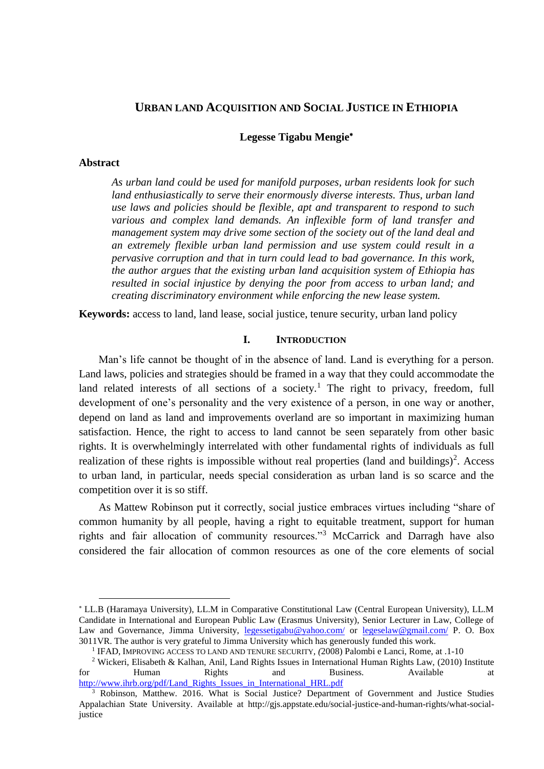# Urban Land Acquisition and Social Justice in Ethiopia

**Legesse Tigabu Mengie**[*]

## Abstract

*As urban land could be used for manifold purposes, urban residents look for such land enthusiastically to serve their enormously diverse interests. Thus, urban land use laws and policies should be flexible, apt and transparent to respond to such various and complex land demands. An inflexible form of land transfer and management system may drive some section of the society out of the land deal and an extremely flexible urban land permission and use system could result in a pervasive corruption and that in turn could lead to bad governance. In this work, the author argues that the existing urban land acquisition system of Ethiopia has resulted in social injustice by denying the poor from access to urban land; and creating discriminatory environment while enforcing the new lease system.*

**Keywords:** access to land, land lease, social justice, tenure security, urban land policy

## I. Introduction

Man's life cannot be thought of in the absence of land. Land is everything for a person. Land laws, policies and strategies should be framed in a way that they could accommodate the land related interests of all sections of a society.[1] The right to privacy, freedom, full development of one's personality and the very existence of a person, in one way or another, depend on land as land and improvements overland are so important in maximizing human satisfaction. Hence, the right to access to land cannot be seen separately from other basic rights. It is overwhelmingly interrelated with other fundamental rights of individuals as full realization of these rights is impossible without real properties (land and buildings)[2]. Access to urban land, in particular, needs special consideration as urban land is so scarce and the competition over it is so stiff.

As Mattew Robinson put it correctly, social justice embraces virtues including "share of common humanity by all people, having a right to equitable treatment, support for human rights and fair allocation of community resources."[3] McCarrick and Darragh have also considered the fair allocation of common resources as one of the core elements of social

---

[*] LL.B (Haramaya University), LL.M in Comparative Constitutional Law (Central European University), LL.M Candidate in International and European Public Law (Erasmus University), Senior Lecturer in Law, College of Law and Governance, Jimma University, legessetigabu@yahoo.com/ or legeselaw@gmail.com/ P. O. Box 3011VR. The author is very grateful to Jimma University which has generously funded this work.

[1] IFAD, Improving Access to Land and Tenure Security, (2008) Palombi e Lanci, Rome, at .1-10

[2] Wickeri, Elisabeth & Kalhan, Anil, Land Rights Issues in International Human Rights Law, (2010) Institute for Human Rights and Business. Available at http://www.ihrb.org/pdf/Land_Rights_Issues_in_International_HRL.pdf

[3] Robinson, Matthew. 2016. What is Social Justice? Department of Government and Justice Studies Appalachian State University. Available at http://gjs.appstate.edu/social-justice-and-human-rights/what-social-justice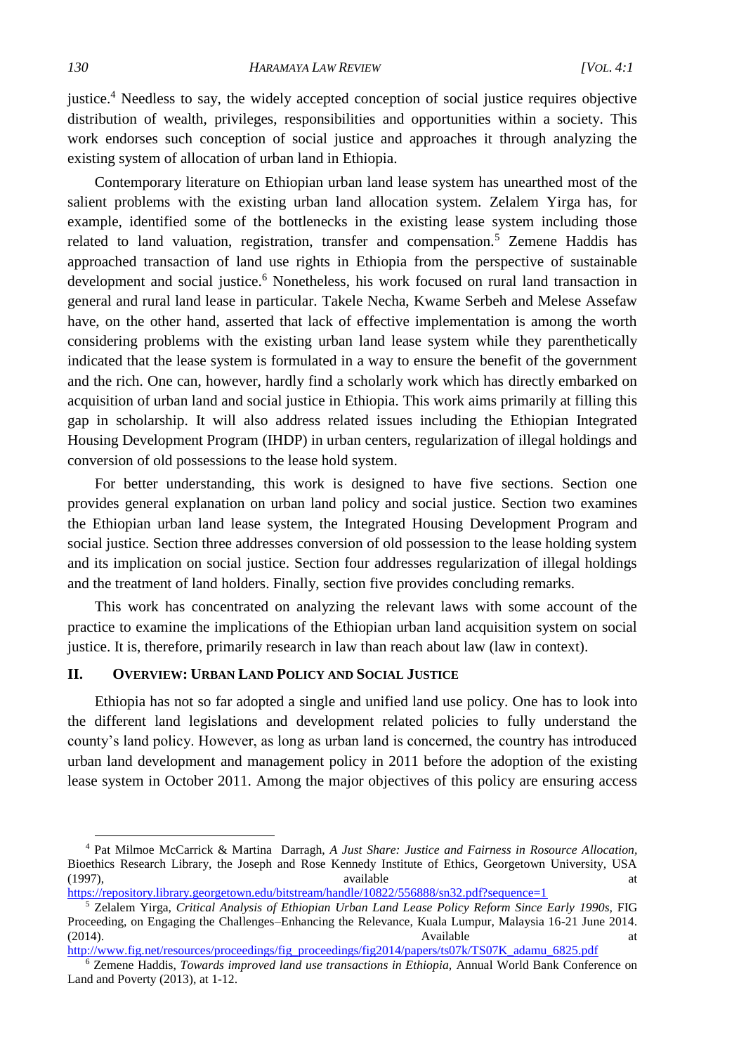justice.[4] Needless to say, the widely accepted conception of social justice requires objective distribution of wealth, privileges, responsibilities and opportunities within a society. This work endorses such conception of social justice and approaches it through analyzing the existing system of allocation of urban land in Ethiopia.

Contemporary literature on Ethiopian urban land lease system has unearthed most of the salient problems with the existing urban land allocation system. Zelalem Yirga has, for example, identified some of the bottlenecks in the existing lease system including those related to land valuation, registration, transfer and compensation.[5] Zemene Haddis has approached transaction of land use rights in Ethiopia from the perspective of sustainable development and social justice.[6] Nonetheless, his work focused on rural land transaction in general and rural land lease in particular. Takele Necha, Kwame Serbeh and Melese Assefaw have, on the other hand, asserted that lack of effective implementation is among the worth considering problems with the existing urban land lease system while they parenthetically indicated that the lease system is formulated in a way to ensure the benefit of the government and the rich. One can, however, hardly find a scholarly work which has directly embarked on acquisition of urban land and social justice in Ethiopia. This work aims primarily at filling this gap in scholarship. It will also address related issues including the Ethiopian Integrated Housing Development Program (IHDP) in urban centers, regularization of illegal holdings and conversion of old possessions to the lease hold system.

For better understanding, this work is designed to have five sections. Section one provides general explanation on urban land policy and social justice. Section two examines the Ethiopian urban land lease system, the Integrated Housing Development Program and social justice. Section three addresses conversion of old possession to the lease holding system and its implication on social justice. Section four addresses regularization of illegal holdings and the treatment of land holders. Finally, section five provides concluding remarks.

This work has concentrated on analyzing the relevant laws with some account of the practice to examine the implications of the Ethiopian urban land acquisition system on social justice. It is, therefore, primarily research in law than reach about law (law in context).

## II. Overview: Urban Land Policy and Social Justice

Ethiopia has not so far adopted a single and unified land use policy. One has to look into the different land legislations and development related policies to fully understand the county's land policy. However, as long as urban land is concerned, the country has introduced urban land development and management policy in 2011 before the adoption of the existing lease system in October 2011. Among the major objectives of this policy are ensuring access

---

[4] Pat Milmoe McCarrick & Martina Darragh, *A Just Share: Justice and Fairness in Rosource Allocation*, Bioethics Research Library, the Joseph and Rose Kennedy Institute of Ethics, Georgetown University, USA (1997), available at https://repository.library.georgetown.edu/bitstream/handle/10822/556888/sn32.pdf?sequence=1

[5] Zelalem Yirga, *Critical Analysis of Ethiopian Urban Land Lease Policy Reform Since Early 1990s,* FIG Proceeding, on Engaging the Challenges–Enhancing the Relevance, Kuala Lumpur, Malaysia 16-21 June 2014. (2014). Available at http://www.fig.net/resources/proceedings/fig_proceedings/fig2014/papers/ts07k/TS07K_adamu_6825.pdf

[6] Zemene Haddis, *Towards improved land use transactions in Ethiopia,* Annual World Bank Conference on Land and Poverty (2013), at 1-12.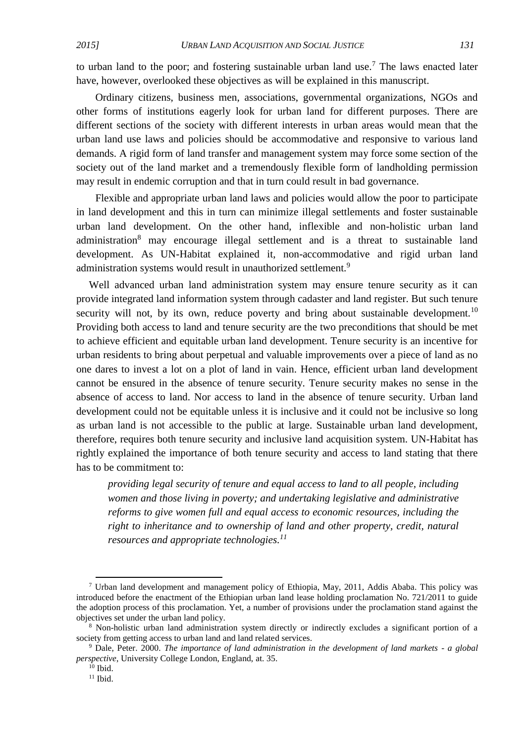to urban land to the poor; and fostering sustainable urban land use.[7] The laws enacted later have, however, overlooked these objectives as will be explained in this manuscript.

Ordinary citizens, business men, associations, governmental organizations, NGOs and other forms of institutions eagerly look for urban land for different purposes. There are different sections of the society with different interests in urban areas would mean that the urban land use laws and policies should be accommodative and responsive to various land demands. A rigid form of land transfer and management system may force some section of the society out of the land market and a tremendously flexible form of landholding permission may result in endemic corruption and that in turn could result in bad governance.

Flexible and appropriate urban land laws and policies would allow the poor to participate in land development and this in turn can minimize illegal settlements and foster sustainable urban land development. On the other hand, inflexible and non-holistic urban land administration[8] may encourage illegal settlement and is a threat to sustainable land development. As UN-Habitat explained it, non-accommodative and rigid urban land administration systems would result in unauthorized settlement.[9]

Well advanced urban land administration system may ensure tenure security as it can provide integrated land information system through cadaster and land register. But such tenure security will not, by its own, reduce poverty and bring about sustainable development.[10] Providing both access to land and tenure security are the two preconditions that should be met to achieve efficient and equitable urban land development. Tenure security is an incentive for urban residents to bring about perpetual and valuable improvements over a piece of land as no one dares to invest a lot on a plot of land in vain. Hence, efficient urban land development cannot be ensured in the absence of tenure security. Tenure security makes no sense in the absence of access to land. Nor access to land in the absence of tenure security. Urban land development could not be equitable unless it is inclusive and it could not be inclusive so long as urban land is not accessible to the public at large. Sustainable urban land development, therefore, requires both tenure security and inclusive land acquisition system. UN-Habitat has rightly explained the importance of both tenure security and access to land stating that there has to be commitment to:

> *providing legal security of tenure and equal access to land to all people, including women and those living in poverty; and undertaking legislative and administrative reforms to give women full and equal access to economic resources, including the right to inheritance and to ownership of land and other property, credit, natural resources and appropriate technologies.*[11]

---

[7] Urban land development and management policy of Ethiopia, May, 2011, Addis Ababa. This policy was introduced before the enactment of the Ethiopian urban land lease holding proclamation No. 721/2011 to guide the adoption process of this proclamation. Yet, a number of provisions under the proclamation stand against the objectives set under the urban land policy.

[8] Non-holistic urban land administration system directly or indirectly excludes a significant portion of a society from getting access to urban land and land related services.

[9] Dale, Peter. 2000. *The importance of land administration in the development of land markets - a global perspective*, University College London, England, at. 35.

[10] Ibid.

[11] Ibid.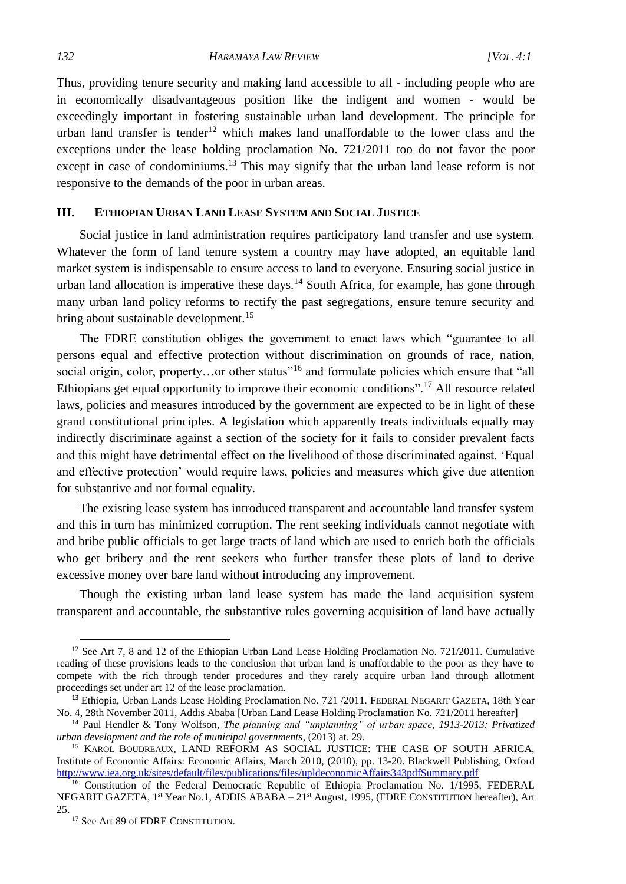Thus, providing tenure security and making land accessible to all - including people who are in economically disadvantageous position like the indigent and women - would be exceedingly important in fostering sustainable urban land development. The principle for urban land transfer is tender[12] which makes land unaffordable to the lower class and the exceptions under the lease holding proclamation No. 721/2011 too do not favor the poor except in case of condominiums.[13] This may signify that the urban land lease reform is not responsive to the demands of the poor in urban areas.

## III. ETHIOPIAN URBAN LAND LEASE SYSTEM AND SOCIAL JUSTICE

Social justice in land administration requires participatory land transfer and use system. Whatever the form of land tenure system a country may have adopted, an equitable land market system is indispensable to ensure access to land to everyone. Ensuring social justice in urban land allocation is imperative these days.[14] South Africa, for example, has gone through many urban land policy reforms to rectify the past segregations, ensure tenure security and bring about sustainable development.[15]

The FDRE constitution obliges the government to enact laws which "guarantee to all persons equal and effective protection without discrimination on grounds of race, nation, social origin, color, property…or other status"[16] and formulate policies which ensure that "all Ethiopians get equal opportunity to improve their economic conditions".[17] All resource related laws, policies and measures introduced by the government are expected to be in light of these grand constitutional principles. A legislation which apparently treats individuals equally may indirectly discriminate against a section of the society for it fails to consider prevalent facts and this might have detrimental effect on the livelihood of those discriminated against. 'Equal and effective protection' would require laws, policies and measures which give due attention for substantive and not formal equality.

The existing lease system has introduced transparent and accountable land transfer system and this in turn has minimized corruption. The rent seeking individuals cannot negotiate with and bribe public officials to get large tracts of land which are used to enrich both the officials who get bribery and the rent seekers who further transfer these plots of land to derive excessive money over bare land without introducing any improvement.

Though the existing urban land lease system has made the land acquisition system transparent and accountable, the substantive rules governing acquisition of land have actually

---

[12] See Art 7, 8 and 12 of the Ethiopian Urban Land Lease Holding Proclamation No. 721/2011. Cumulative reading of these provisions leads to the conclusion that urban land is unaffordable to the poor as they have to compete with the rich through tender procedures and they rarely acquire urban land through allotment proceedings set under art 12 of the lease proclamation.

[13] Ethiopia, Urban Lands Lease Holding Proclamation No. 721 /2011. FEDERAL NEGARIT GAZETA, 18th Year No. 4, 28th November 2011, Addis Ababa [Urban Land Lease Holding Proclamation No. 721/2011 hereafter]

[14] Paul Hendler & Tony Wolfson, *The planning and "unplanning" of urban space, 1913-2013: Privatized urban development and the role of municipal governments*, (2013) at. 29.

[15] KAROL BOUDREAUX, LAND REFORM AS SOCIAL JUSTICE: THE CASE OF SOUTH AFRICA, Institute of Economic Affairs: Economic Affairs, March 2010, (2010), pp. 13-20. Blackwell Publishing, Oxford http://www.iea.org.uk/sites/default/files/publications/files/upldeconomicAffairs343pdfSummary.pdf

[16] Constitution of the Federal Democratic Republic of Ethiopia Proclamation No. 1/1995, FEDERAL NEGARIT GAZETA, 1st Year No.1, ADDIS ABABA – 21st August, 1995, (FDRE CONSTITUTION hereafter), Art 25.

[17] See Art 89 of FDRE CONSTITUTION.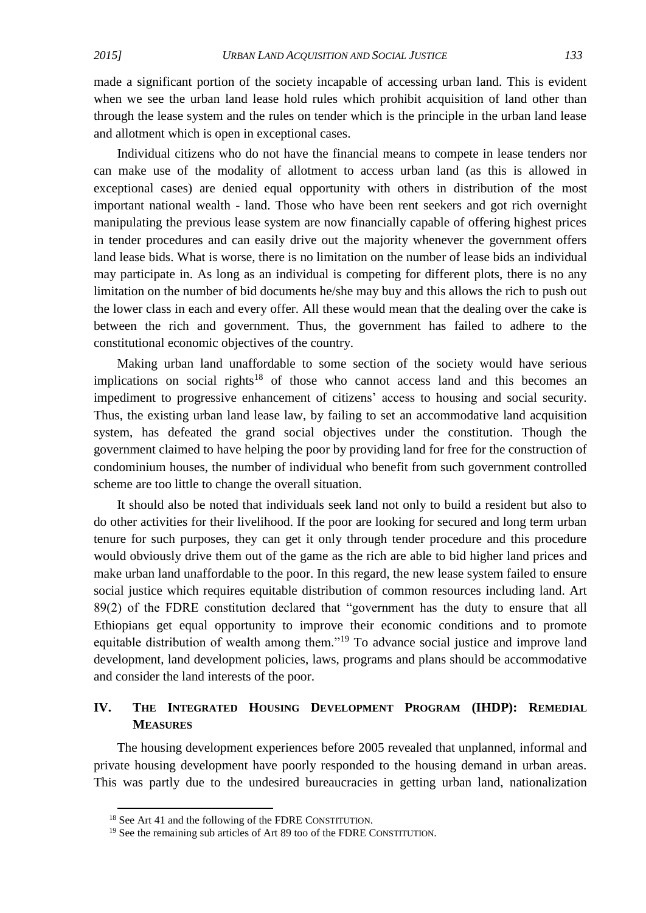made a significant portion of the society incapable of accessing urban land. This is evident when we see the urban land lease hold rules which prohibit acquisition of land other than through the lease system and the rules on tender which is the principle in the urban land lease and allotment which is open in exceptional cases.

Individual citizens who do not have the financial means to compete in lease tenders nor can make use of the modality of allotment to access urban land (as this is allowed in exceptional cases) are denied equal opportunity with others in distribution of the most important national wealth - land. Those who have been rent seekers and got rich overnight manipulating the previous lease system are now financially capable of offering highest prices in tender procedures and can easily drive out the majority whenever the government offers land lease bids. What is worse, there is no limitation on the number of lease bids an individual may participate in. As long as an individual is competing for different plots, there is no any limitation on the number of bid documents he/she may buy and this allows the rich to push out the lower class in each and every offer. All these would mean that the dealing over the cake is between the rich and government. Thus, the government has failed to adhere to the constitutional economic objectives of the country.

Making urban land unaffordable to some section of the society would have serious implications on social rights[18] of those who cannot access land and this becomes an impediment to progressive enhancement of citizens' access to housing and social security. Thus, the existing urban land lease law, by failing to set an accommodative land acquisition system, has defeated the grand social objectives under the constitution. Though the government claimed to have helping the poor by providing land for free for the construction of condominium houses, the number of individual who benefit from such government controlled scheme are too little to change the overall situation.

It should also be noted that individuals seek land not only to build a resident but also to do other activities for their livelihood. If the poor are looking for secured and long term urban tenure for such purposes, they can get it only through tender procedure and this procedure would obviously drive them out of the game as the rich are able to bid higher land prices and make urban land unaffordable to the poor. In this regard, the new lease system failed to ensure social justice which requires equitable distribution of common resources including land. Art 89(2) of the FDRE constitution declared that "government has the duty to ensure that all Ethiopians get equal opportunity to improve their economic conditions and to promote equitable distribution of wealth among them."[19] To advance social justice and improve land development, land development policies, laws, programs and plans should be accommodative and consider the land interests of the poor.

## IV. The Integrated Housing Development Program (IHDP): Remedial Measures

The housing development experiences before 2005 revealed that unplanned, informal and private housing development have poorly responded to the housing demand in urban areas. This was partly due to the undesired bureaucracies in getting urban land, nationalization

[18] See Art 41 and the following of the FDRE CONSTITUTION.

[19] See the remaining sub articles of Art 89 too of the FDRE CONSTITUTION.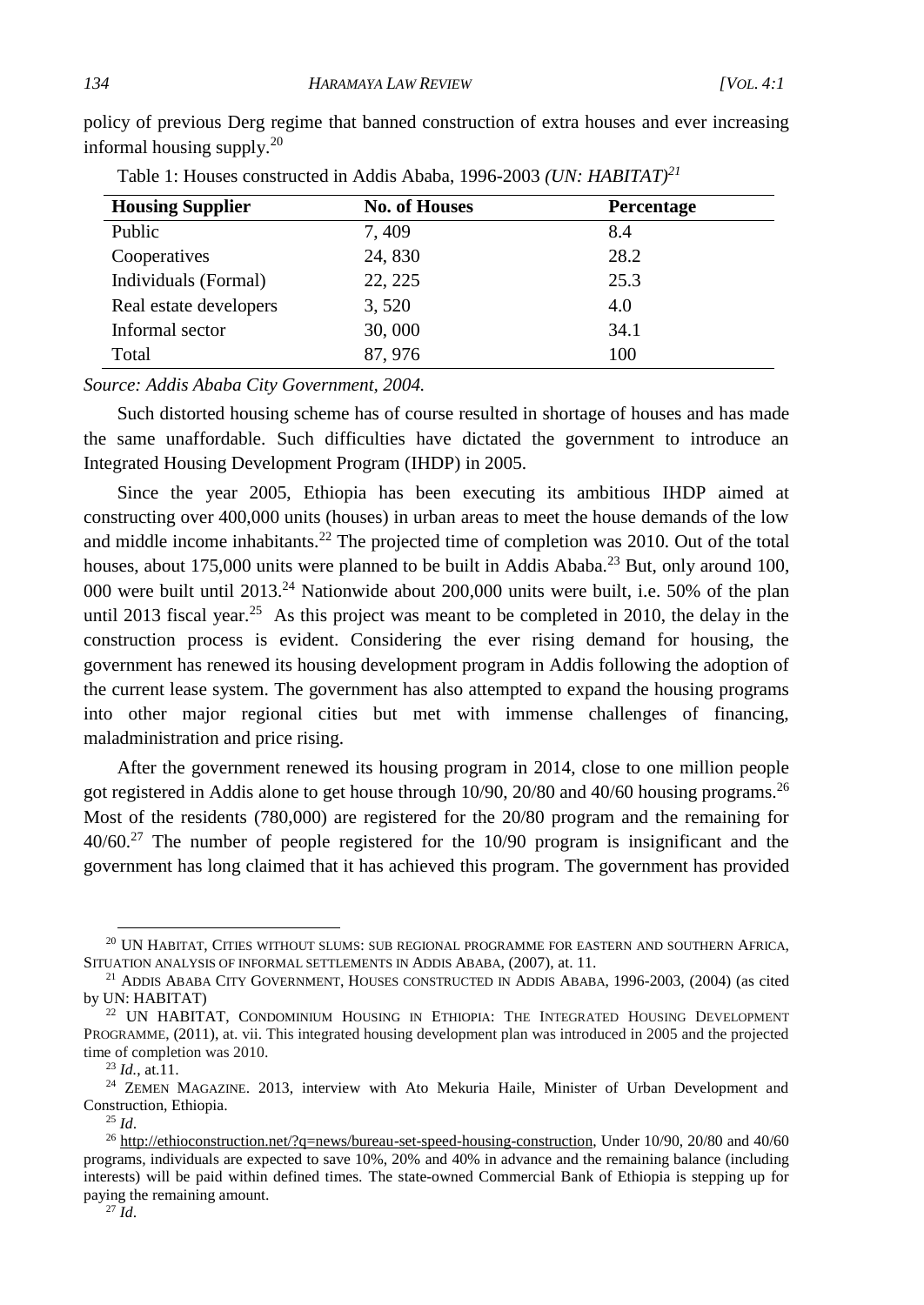policy of previous Derg regime that banned construction of extra houses and ever increasing informal housing supply.[20]

Table 1: Houses constructed in Addis Ababa, 1996-2003 *(UN: HABITAT)*[21]

| Housing Supplier | No. of Houses | Percentage |
|---|---|---|
| Public | 7, 409 | 8.4 |
| Cooperatives | 24, 830 | 28.2 |
| Individuals (Formal) | 22, 225 | 25.3 |
| Real estate developers | 3, 520 | 4.0 |
| Informal sector | 30, 000 | 34.1 |
| Total | 87, 976 | 100 |

*Source: Addis Ababa City Government, 2004.*

Such distorted housing scheme has of course resulted in shortage of houses and has made the same unaffordable. Such difficulties have dictated the government to introduce an Integrated Housing Development Program (IHDP) in 2005.

Since the year 2005, Ethiopia has been executing its ambitious IHDP aimed at constructing over 400,000 units (houses) in urban areas to meet the house demands of the low and middle income inhabitants.[22] The projected time of completion was 2010. Out of the total houses, about 175,000 units were planned to be built in Addis Ababa.[23] But, only around 100, 000 were built until 2013.[24] Nationwide about 200,000 units were built, i.e. 50% of the plan until 2013 fiscal year.[25] As this project was meant to be completed in 2010, the delay in the construction process is evident. Considering the ever rising demand for housing, the government has renewed its housing development program in Addis following the adoption of the current lease system. The government has also attempted to expand the housing programs into other major regional cities but met with immense challenges of financing, maladministration and price rising.

After the government renewed its housing program in 2014, close to one million people got registered in Addis alone to get house through 10/90, 20/80 and 40/60 housing programs.[26] Most of the residents (780,000) are registered for the 20/80 program and the remaining for 40/60.[27] The number of people registered for the 10/90 program is insignificant and the government has long claimed that it has achieved this program. The government has provided

---

[20] UN HABITAT, CITIES WITHOUT SLUMS: SUB REGIONAL PROGRAMME FOR EASTERN AND SOUTHERN AFRICA, SITUATION ANALYSIS OF INFORMAL SETTLEMENTS IN ADDIS ABABA, (2007), at. 11.

[21] ADDIS ABABA CITY GOVERNMENT, HOUSES CONSTRUCTED IN ADDIS ABABA, 1996-2003, (2004) (as cited by UN: HABITAT)

[22] UN HABITAT, CONDOMINIUM HOUSING IN ETHIOPIA: THE INTEGRATED HOUSING DEVELOPMENT PROGRAMME, (2011), at. vii. This integrated housing development plan was introduced in 2005 and the projected time of completion was 2010.

[23] *Id.*, at.11.

[24] ZEMEN MAGAZINE. 2013, interview with Ato Mekuria Haile, Minister of Urban Development and Construction, Ethiopia.

[25] *Id*.

[26] http://ethioconstruction.net/?q=news/bureau-set-speed-housing-construction, Under 10/90, 20/80 and 40/60 programs, individuals are expected to save 10%, 20% and 40% in advance and the remaining balance (including interests) will be paid within defined times. The state-owned Commercial Bank of Ethiopia is stepping up for paying the remaining amount.

[27] *Id*.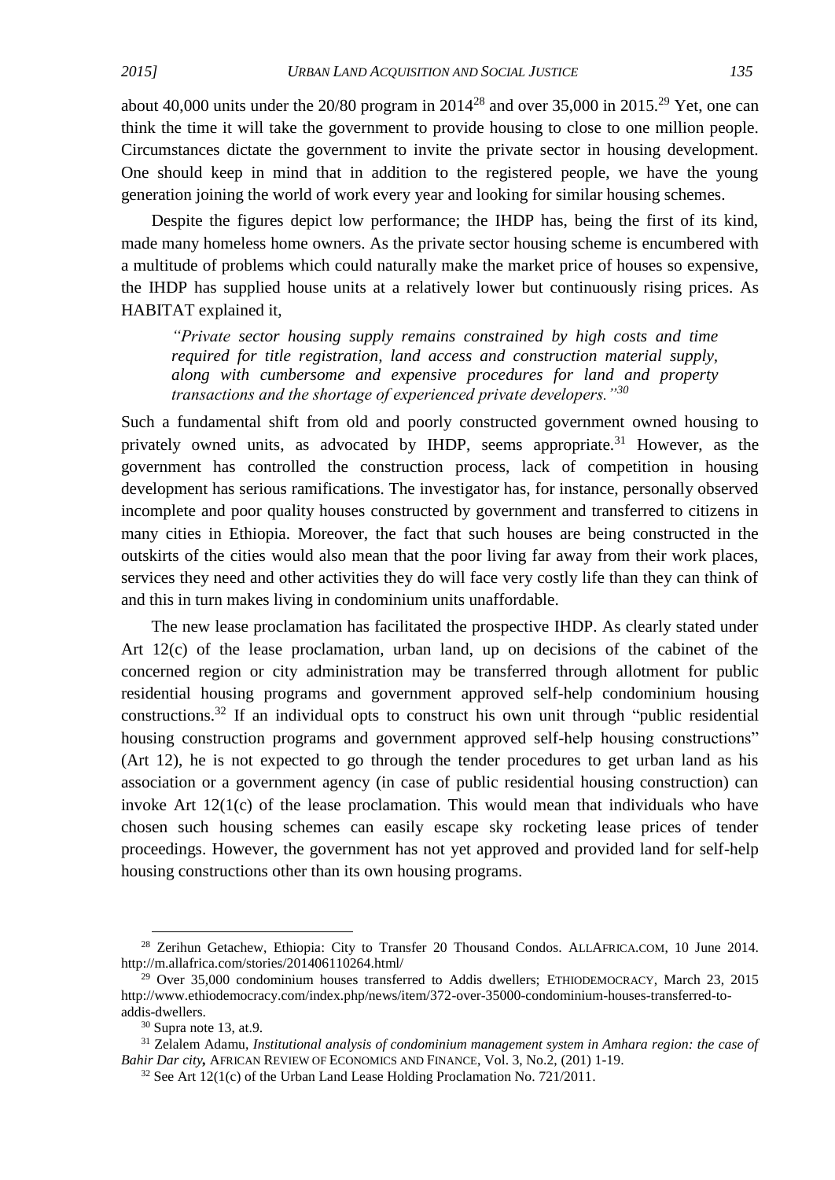about 40,000 units under the 20/80 program in 2014[28] and over 35,000 in 2015.[29] Yet, one can think the time it will take the government to provide housing to close to one million people. Circumstances dictate the government to invite the private sector in housing development. One should keep in mind that in addition to the registered people, we have the young generation joining the world of work every year and looking for similar housing schemes.

Despite the figures depict low performance; the IHDP has, being the first of its kind, made many homeless home owners. As the private sector housing scheme is encumbered with a multitude of problems which could naturally make the market price of houses so expensive, the IHDP has supplied house units at a relatively lower but continuously rising prices. As HABITAT explained it,

> *"Private sector housing supply remains constrained by high costs and time required for title registration, land access and construction material supply, along with cumbersome and expensive procedures for land and property transactions and the shortage of experienced private developers."*[30]

Such a fundamental shift from old and poorly constructed government owned housing to privately owned units, as advocated by IHDP, seems appropriate.[31] However, as the government has controlled the construction process, lack of competition in housing development has serious ramifications. The investigator has, for instance, personally observed incomplete and poor quality houses constructed by government and transferred to citizens in many cities in Ethiopia. Moreover, the fact that such houses are being constructed in the outskirts of the cities would also mean that the poor living far away from their work places, services they need and other activities they do will face very costly life than they can think of and this in turn makes living in condominium units unaffordable.

The new lease proclamation has facilitated the prospective IHDP. As clearly stated under Art 12(c) of the lease proclamation, urban land, up on decisions of the cabinet of the concerned region or city administration may be transferred through allotment for public residential housing programs and government approved self-help condominium housing constructions.[32] If an individual opts to construct his own unit through "public residential housing construction programs and government approved self-help housing constructions" (Art 12), he is not expected to go through the tender procedures to get urban land as his association or a government agency (in case of public residential housing construction) can invoke Art 12(1(c) of the lease proclamation. This would mean that individuals who have chosen such housing schemes can easily escape sky rocketing lease prices of tender proceedings. However, the government has not yet approved and provided land for self-help housing constructions other than its own housing programs.

---

[28] Zerihun Getachew, Ethiopia: City to Transfer 20 Thousand Condos. ALLAFRICA.COM, 10 June 2014. http://m.allafrica.com/stories/201406110264.html/

[29] Over 35,000 condominium houses transferred to Addis dwellers; ETHIODEMOCRACY, March 23, 2015 http://www.ethiodemocracy.com/index.php/news/item/372-over-35000-condominium-houses-transferred-to-addis-dwellers.

[30] Supra note 13, at.9.

[31] Zelalem Adamu, *Institutional analysis of condominium management system in Amhara region: the case of Bahir Dar city,* AFRICAN REVIEW OF ECONOMICS AND FINANCE, Vol. 3, No.2, (201) 1-19.

[32] See Art 12(1(c) of the Urban Land Lease Holding Proclamation No. 721/2011.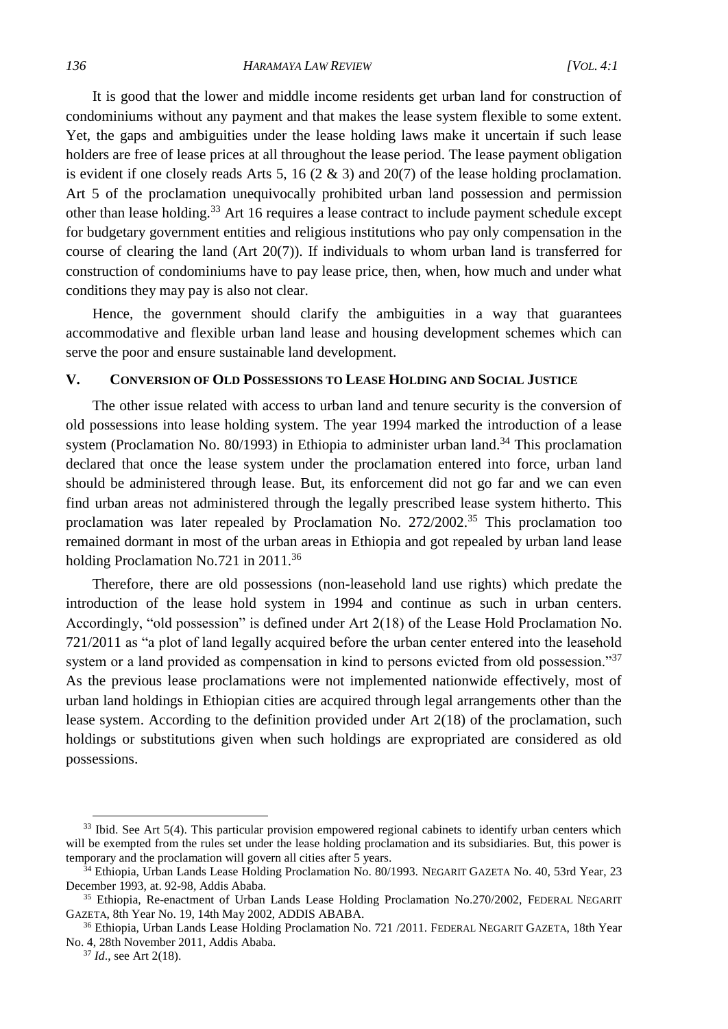It is good that the lower and middle income residents get urban land for construction of condominiums without any payment and that makes the lease system flexible to some extent. Yet, the gaps and ambiguities under the lease holding laws make it uncertain if such lease holders are free of lease prices at all throughout the lease period. The lease payment obligation is evident if one closely reads Arts 5, 16 (2 & 3) and 20(7) of the lease holding proclamation. Art 5 of the proclamation unequivocally prohibited urban land possession and permission other than lease holding.[33] Art 16 requires a lease contract to include payment schedule except for budgetary government entities and religious institutions who pay only compensation in the course of clearing the land (Art 20(7)). If individuals to whom urban land is transferred for construction of condominiums have to pay lease price, then, when, how much and under what conditions they may pay is also not clear.

Hence, the government should clarify the ambiguities in a way that guarantees accommodative and flexible urban land lease and housing development schemes which can serve the poor and ensure sustainable land development.

## V. Conversion of Old Possessions to Lease Holding and Social Justice

The other issue related with access to urban land and tenure security is the conversion of old possessions into lease holding system. The year 1994 marked the introduction of a lease system (Proclamation No. 80/1993) in Ethiopia to administer urban land.[34] This proclamation declared that once the lease system under the proclamation entered into force, urban land should be administered through lease. But, its enforcement did not go far and we can even find urban areas not administered through the legally prescribed lease system hitherto. This proclamation was later repealed by Proclamation No. 272/2002.[35] This proclamation too remained dormant in most of the urban areas in Ethiopia and got repealed by urban land lease holding Proclamation No.721 in 2011.[36]

Therefore, there are old possessions (non-leasehold land use rights) which predate the introduction of the lease hold system in 1994 and continue as such in urban centers. Accordingly, "old possession" is defined under Art 2(18) of the Lease Hold Proclamation No. 721/2011 as "a plot of land legally acquired before the urban center entered into the leasehold system or a land provided as compensation in kind to persons evicted from old possession."[37] As the previous lease proclamations were not implemented nationwide effectively, most of urban land holdings in Ethiopian cities are acquired through legal arrangements other than the lease system. According to the definition provided under Art 2(18) of the proclamation, such holdings or substitutions given when such holdings are expropriated are considered as old possessions.

---

[33] Ibid. See Art 5(4). This particular provision empowered regional cabinets to identify urban centers which will be exempted from the rules set under the lease holding proclamation and its subsidiaries. But, this power is temporary and the proclamation will govern all cities after 5 years.

[34] Ethiopia, Urban Lands Lease Holding Proclamation No. 80/1993. NEGARIT GAZETA No. 40, 53rd Year, 23 December 1993, at. 92-98, Addis Ababa.

[35] Ethiopia, Re-enactment of Urban Lands Lease Holding Proclamation No.270/2002, FEDERAL NEGARIT GAZETA, 8th Year No. 19, 14th May 2002, ADDIS ABABA.

[36] Ethiopia, Urban Lands Lease Holding Proclamation No. 721 /2011. FEDERAL NEGARIT GAZETA, 18th Year No. 4, 28th November 2011, Addis Ababa.

[37] *Id*., see Art 2(18).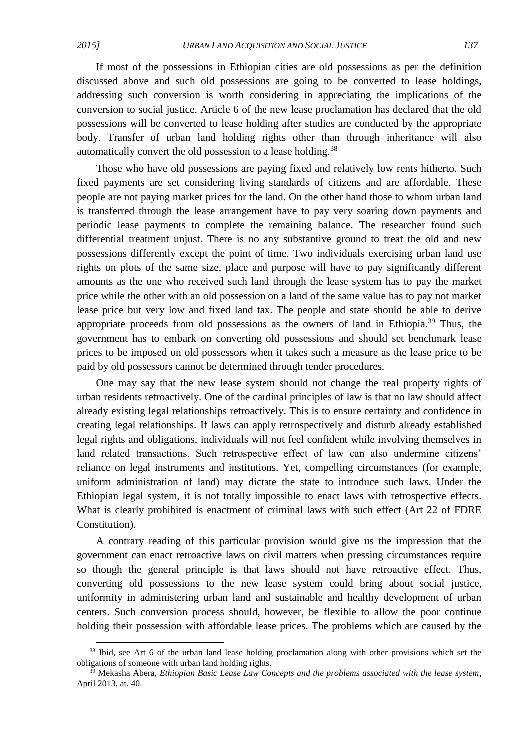If most of the possessions in Ethiopian cities are old possessions as per the definition discussed above and such old possessions are going to be converted to lease holdings, addressing such conversion is worth considering in appreciating the implications of the conversion to social justice. Article 6 of the new lease proclamation has declared that the old possessions will be converted to lease holding after studies are conducted by the appropriate body. Transfer of urban land holding rights other than through inheritance will also automatically convert the old possession to a lease holding.[38]

Those who have old possessions are paying fixed and relatively low rents hitherto. Such fixed payments are set considering living standards of citizens and are affordable. These people are not paying market prices for the land. On the other hand those to whom urban land is transferred through the lease arrangement have to pay very soaring down payments and periodic lease payments to complete the remaining balance. The researcher found such differential treatment unjust. There is no any substantive ground to treat the old and new possessions differently except the point of time. Two individuals exercising urban land use rights on plots of the same size, place and purpose will have to pay significantly different amounts as the one who received such land through the lease system has to pay the market price while the other with an old possession on a land of the same value has to pay not market lease price but very low and fixed land tax. The people and state should be able to derive appropriate proceeds from old possessions as the owners of land in Ethiopia.[39] Thus, the government has to embark on converting old possessions and should set benchmark lease prices to be imposed on old possessors when it takes such a measure as the lease price to be paid by old possessors cannot be determined through tender procedures.

One may say that the new lease system should not change the real property rights of urban residents retroactively. One of the cardinal principles of law is that no law should affect already existing legal relationships retroactively. This is to ensure certainty and confidence in creating legal relationships. If laws can apply retrospectively and disturb already established legal rights and obligations, individuals will not feel confident while involving themselves in land related transactions. Such retrospective effect of law can also undermine citizens' reliance on legal instruments and institutions. Yet, compelling circumstances (for example, uniform administration of land) may dictate the state to introduce such laws. Under the Ethiopian legal system, it is not totally impossible to enact laws with retrospective effects. What is clearly prohibited is enactment of criminal laws with such effect (Art 22 of FDRE Constitution).

A contrary reading of this particular provision would give us the impression that the government can enact retroactive laws on civil matters when pressing circumstances require so though the general principle is that laws should not have retroactive effect. Thus, converting old possessions to the new lease system could bring about social justice, uniformity in administering urban land and sustainable and healthy development of urban centers. Such conversion process should, however, be flexible to allow the poor continue holding their possession with affordable lease prices. The problems which are caused by the

---

[38] Ibid, see Art 6 of the urban land lease holding proclamation along with other provisions which set the obligations of someone with urban land holding rights.

[39] Mekasha Abera, *Ethiopian Basic Lease Law Concepts and the problems associated with the lease system*, April 2013, at. 40.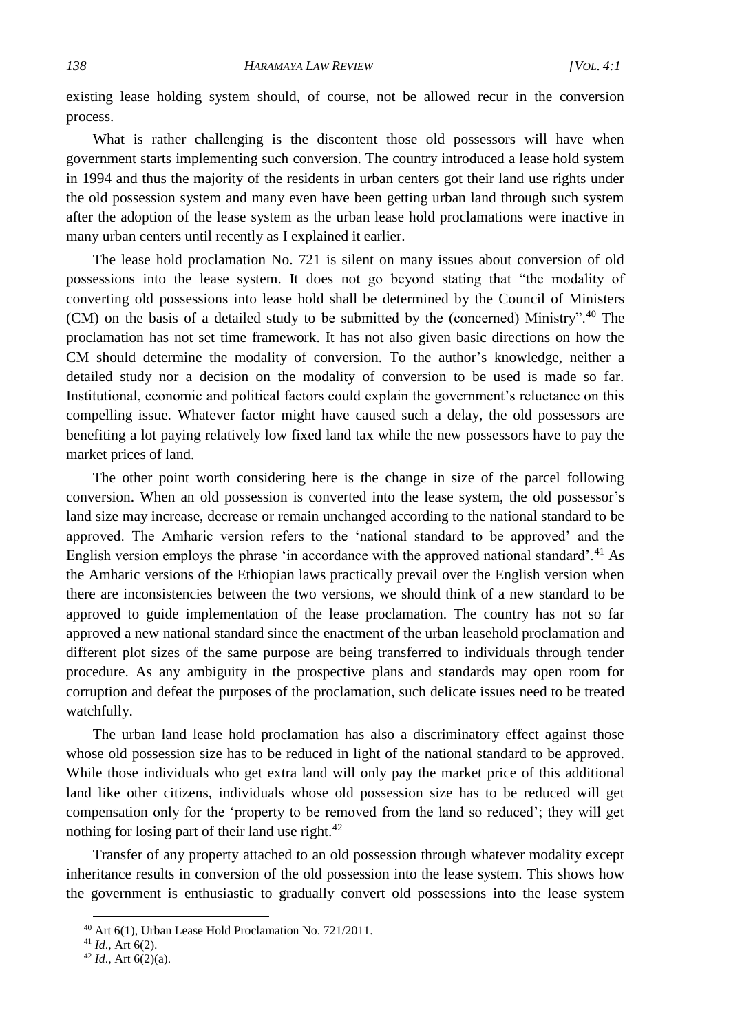existing lease holding system should, of course, not be allowed recur in the conversion process.

What is rather challenging is the discontent those old possessors will have when government starts implementing such conversion. The country introduced a lease hold system in 1994 and thus the majority of the residents in urban centers got their land use rights under the old possession system and many even have been getting urban land through such system after the adoption of the lease system as the urban lease hold proclamations were inactive in many urban centers until recently as I explained it earlier.

The lease hold proclamation No. 721 is silent on many issues about conversion of old possessions into the lease system. It does not go beyond stating that "the modality of converting old possessions into lease hold shall be determined by the Council of Ministers (CM) on the basis of a detailed study to be submitted by the (concerned) Ministry".[40] The proclamation has not set time framework. It has not also given basic directions on how the CM should determine the modality of conversion. To the author's knowledge, neither a detailed study nor a decision on the modality of conversion to be used is made so far. Institutional, economic and political factors could explain the government's reluctance on this compelling issue. Whatever factor might have caused such a delay, the old possessors are benefiting a lot paying relatively low fixed land tax while the new possessors have to pay the market prices of land.

The other point worth considering here is the change in size of the parcel following conversion. When an old possession is converted into the lease system, the old possessor's land size may increase, decrease or remain unchanged according to the national standard to be approved. The Amharic version refers to the 'national standard to be approved' and the English version employs the phrase 'in accordance with the approved national standard'.[41] As the Amharic versions of the Ethiopian laws practically prevail over the English version when there are inconsistencies between the two versions, we should think of a new standard to be approved to guide implementation of the lease proclamation. The country has not so far approved a new national standard since the enactment of the urban leasehold proclamation and different plot sizes of the same purpose are being transferred to individuals through tender procedure. As any ambiguity in the prospective plans and standards may open room for corruption and defeat the purposes of the proclamation, such delicate issues need to be treated watchfully.

The urban land lease hold proclamation has also a discriminatory effect against those whose old possession size has to be reduced in light of the national standard to be approved. While those individuals who get extra land will only pay the market price of this additional land like other citizens, individuals whose old possession size has to be reduced will get compensation only for the 'property to be removed from the land so reduced'; they will get nothing for losing part of their land use right.[42]

Transfer of any property attached to an old possession through whatever modality except inheritance results in conversion of the old possession into the lease system. This shows how the government is enthusiastic to gradually convert old possessions into the lease system

---

[40] Art 6(1), Urban Lease Hold Proclamation No. 721/2011.

[41] *Id*., Art 6(2).

[42] *Id*., Art 6(2)(a).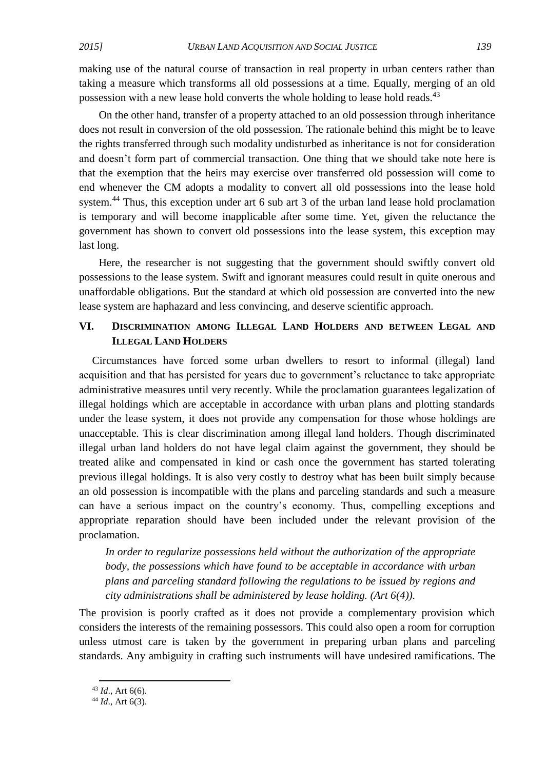making use of the natural course of transaction in real property in urban centers rather than taking a measure which transforms all old possessions at a time. Equally, merging of an old possession with a new lease hold converts the whole holding to lease hold reads.[43]

On the other hand, transfer of a property attached to an old possession through inheritance does not result in conversion of the old possession. The rationale behind this might be to leave the rights transferred through such modality undisturbed as inheritance is not for consideration and doesn't form part of commercial transaction. One thing that we should take note here is that the exemption that the heirs may exercise over transferred old possession will come to end whenever the CM adopts a modality to convert all old possessions into the lease hold system.[44] Thus, this exception under art 6 sub art 3 of the urban land lease hold proclamation is temporary and will become inapplicable after some time. Yet, given the reluctance the government has shown to convert old possessions into the lease system, this exception may last long.

Here, the researcher is not suggesting that the government should swiftly convert old possessions to the lease system. Swift and ignorant measures could result in quite onerous and unaffordable obligations. But the standard at which old possession are converted into the new lease system are haphazard and less convincing, and deserve scientific approach.

## VI. Discrimination among Illegal Land Holders and between Legal and Illegal Land Holders

Circumstances have forced some urban dwellers to resort to informal (illegal) land acquisition and that has persisted for years due to government's reluctance to take appropriate administrative measures until very recently. While the proclamation guarantees legalization of illegal holdings which are acceptable in accordance with urban plans and plotting standards under the lease system, it does not provide any compensation for those whose holdings are unacceptable. This is clear discrimination among illegal land holders. Though discriminated illegal urban land holders do not have legal claim against the government, they should be treated alike and compensated in kind or cash once the government has started tolerating previous illegal holdings. It is also very costly to destroy what has been built simply because an old possession is incompatible with the plans and parceling standards and such a measure can have a serious impact on the country's economy. Thus, compelling exceptions and appropriate reparation should have been included under the relevant provision of the proclamation.

> *In order to regularize possessions held without the authorization of the appropriate body, the possessions which have found to be acceptable in accordance with urban plans and parceling standard following the regulations to be issued by regions and city administrations shall be administered by lease holding. (Art 6(4)).*

The provision is poorly crafted as it does not provide a complementary provision which considers the interests of the remaining possessors. This could also open a room for corruption unless utmost care is taken by the government in preparing urban plans and parceling standards. Any ambiguity in crafting such instruments will have undesired ramifications. The

---

[43] *Id*., Art 6(6).

[44] *Id*., Art 6(3).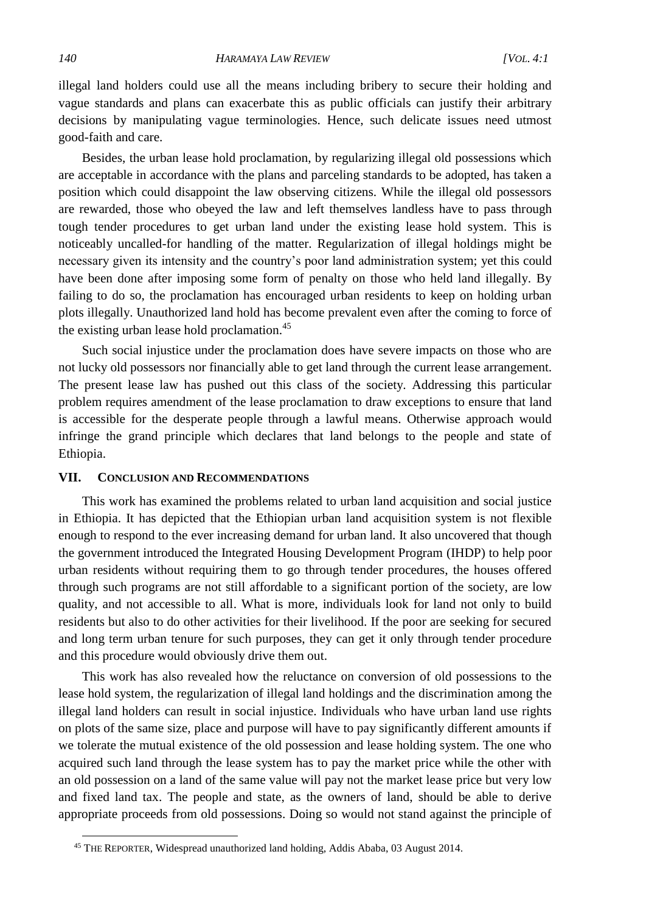illegal land holders could use all the means including bribery to secure their holding and vague standards and plans can exacerbate this as public officials can justify their arbitrary decisions by manipulating vague terminologies. Hence, such delicate issues need utmost good-faith and care.

Besides, the urban lease hold proclamation, by regularizing illegal old possessions which are acceptable in accordance with the plans and parceling standards to be adopted, has taken a position which could disappoint the law observing citizens. While the illegal old possessors are rewarded, those who obeyed the law and left themselves landless have to pass through tough tender procedures to get urban land under the existing lease hold system. This is noticeably uncalled-for handling of the matter. Regularization of illegal holdings might be necessary given its intensity and the country's poor land administration system; yet this could have been done after imposing some form of penalty on those who held land illegally. By failing to do so, the proclamation has encouraged urban residents to keep on holding urban plots illegally. Unauthorized land hold has become prevalent even after the coming to force of the existing urban lease hold proclamation.[45]

Such social injustice under the proclamation does have severe impacts on those who are not lucky old possessors nor financially able to get land through the current lease arrangement. The present lease law has pushed out this class of the society. Addressing this particular problem requires amendment of the lease proclamation to draw exceptions to ensure that land is accessible for the desperate people through a lawful means. Otherwise approach would infringe the grand principle which declares that land belongs to the people and state of Ethiopia.

## VII. CONCLUSION AND RECOMMENDATIONS

This work has examined the problems related to urban land acquisition and social justice in Ethiopia. It has depicted that the Ethiopian urban land acquisition system is not flexible enough to respond to the ever increasing demand for urban land. It also uncovered that though the government introduced the Integrated Housing Development Program (IHDP) to help poor urban residents without requiring them to go through tender procedures, the houses offered through such programs are not still affordable to a significant portion of the society, are low quality, and not accessible to all. What is more, individuals look for land not only to build residents but also to do other activities for their livelihood. If the poor are seeking for secured and long term urban tenure for such purposes, they can get it only through tender procedure and this procedure would obviously drive them out.

This work has also revealed how the reluctance on conversion of old possessions to the lease hold system, the regularization of illegal land holdings and the discrimination among the illegal land holders can result in social injustice. Individuals who have urban land use rights on plots of the same size, place and purpose will have to pay significantly different amounts if we tolerate the mutual existence of the old possession and lease holding system. The one who acquired such land through the lease system has to pay the market price while the other with an old possession on a land of the same value will pay not the market lease price but very low and fixed land tax. The people and state, as the owners of land, should be able to derive appropriate proceeds from old possessions. Doing so would not stand against the principle of

[45] THE REPORTER, Widespread unauthorized land holding, Addis Ababa, 03 August 2014.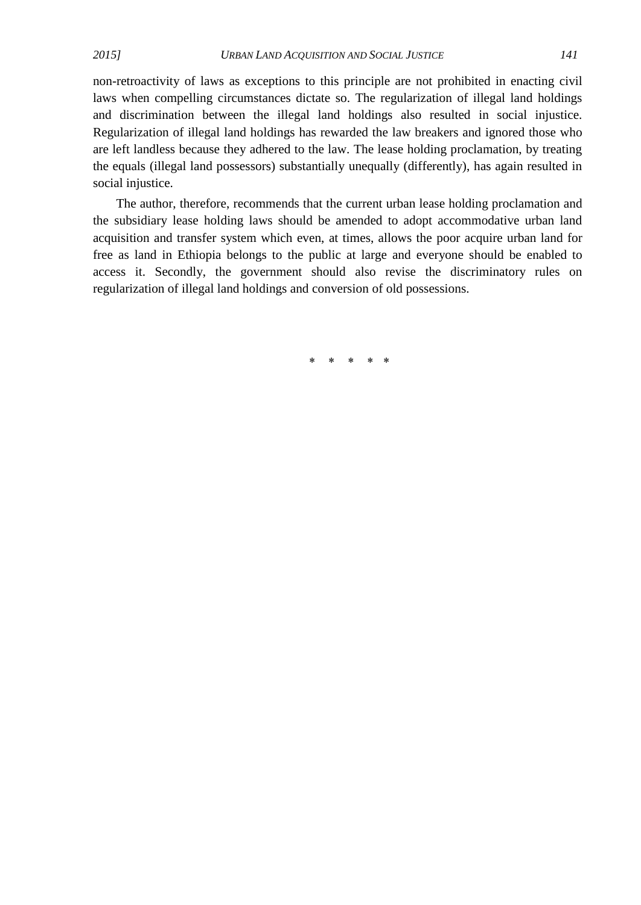non-retroactivity of laws as exceptions to this principle are not prohibited in enacting civil laws when compelling circumstances dictate so. The regularization of illegal land holdings and discrimination between the illegal land holdings also resulted in social injustice. Regularization of illegal land holdings has rewarded the law breakers and ignored those who are left landless because they adhered to the law. The lease holding proclamation, by treating the equals (illegal land possessors) substantially unequally (differently), has again resulted in social injustice.

The author, therefore, recommends that the current urban lease holding proclamation and the subsidiary lease holding laws should be amended to adopt accommodative urban land acquisition and transfer system which even, at times, allows the poor acquire urban land for free as land in Ethiopia belongs to the public at large and everyone should be enabled to access it. Secondly, the government should also revise the discriminatory rules on regularization of illegal land holdings and conversion of old possessions.

\* \* \* \* \*